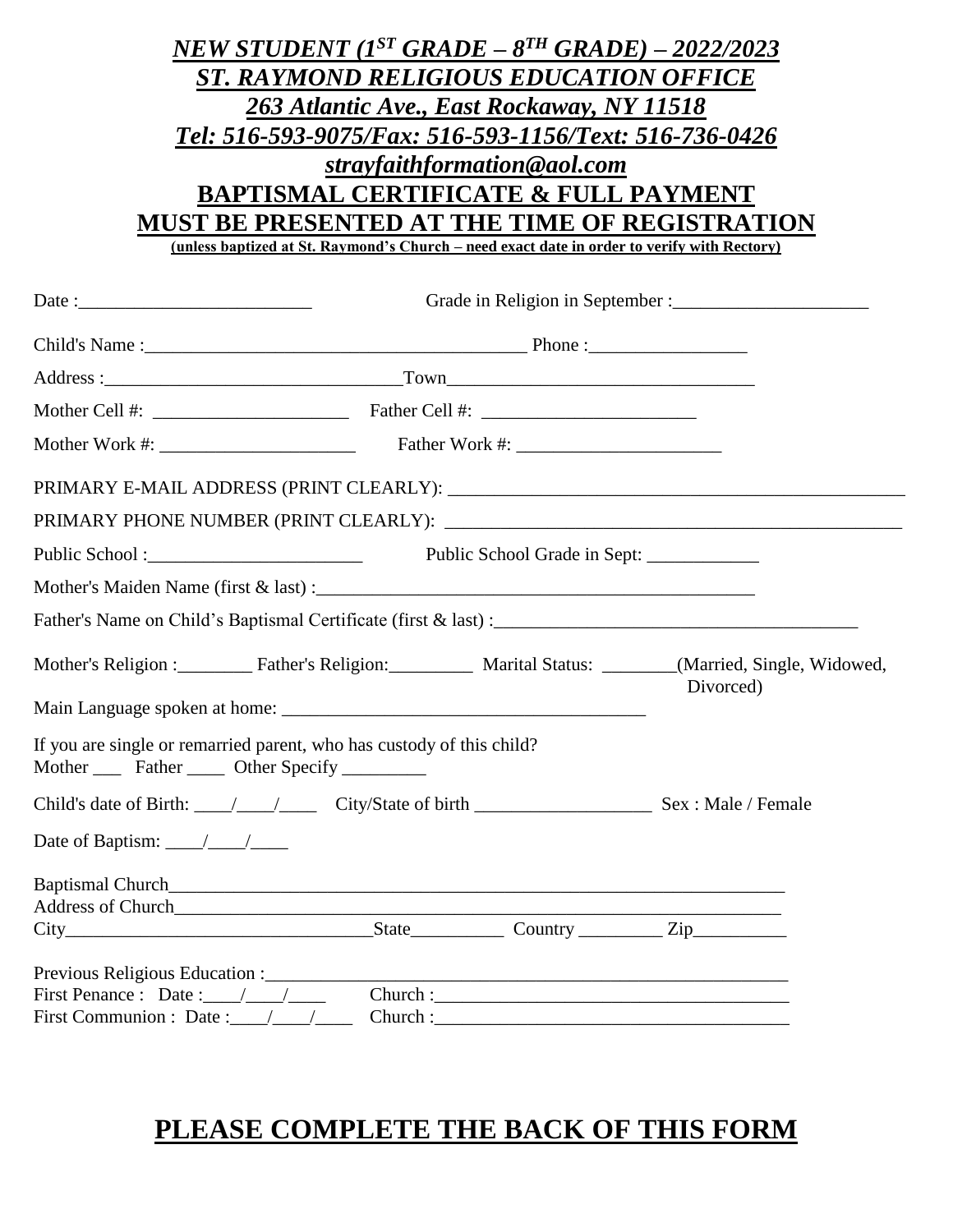# ***NEW STUDENT (1ST GRADE – 8TH GRADE) – 2022/2023***
## ***ST. RAYMOND RELIGIOUS EDUCATION OFFICE***
***263 Atlantic Ave., East Rockaway, NY 11518***

***Tel: 516-593-9075/Fax: 516-593-1156/Text: 516-736-0426***

***strayfaithformation@aol.com***

## **BAPTISMAL CERTIFICATE & FULL PAYMENT MUST BE PRESENTED AT THE TIME OF REGISTRATION**

**(unless baptized at St. Raymond's Church – need exact date in order to verify with Rectory)**

Date :_________________________ Grade in Religion in September :_____________________

Child's Name :__________________________________________ Phone :_________________

Address :________________________________Town_________________________________

Mother Cell #: _____________________ Father Cell #: _______________________

Mother Work #: _____________________ Father Work #: ______________________

PRIMARY E-MAIL ADDRESS (PRINT CLEARLY): __________________________________________________

PRIMARY PHONE NUMBER (PRINT CLEARLY): _________________________________________________

Public School :_______________________ Public School Grade in Sept: ____________

Mother's Maiden Name (first & last) :________________________________________________

Father's Name on Child's Baptismal Certificate (first & last) :_______________________________________

Mother's Religion :________ Father's Religion:_________ Marital Status: ________(Married, Single, Widowed, Divorced)

Main Language spoken at home: _______________________________________

If you are single or remarried parent, who has custody of this child?
Mother ___ Father ____ Other Specify _________

Child's date of Birth: ____/____/____ City/State of birth ___________________ Sex : Male / Female

Date of Baptism: ____/____/____

Baptismal Church____________________________________________________________________
Address of Church___________________________________________________________________
City_________________________________State__________ Country _________ Zip__________

Previous Religious Education :_________________________________________________________
First Penance : Date :____/____/____ Church :______________________________________
First Communion : Date :____/____/____ Church :______________________________________

## **PLEASE COMPLETE THE BACK OF THIS FORM**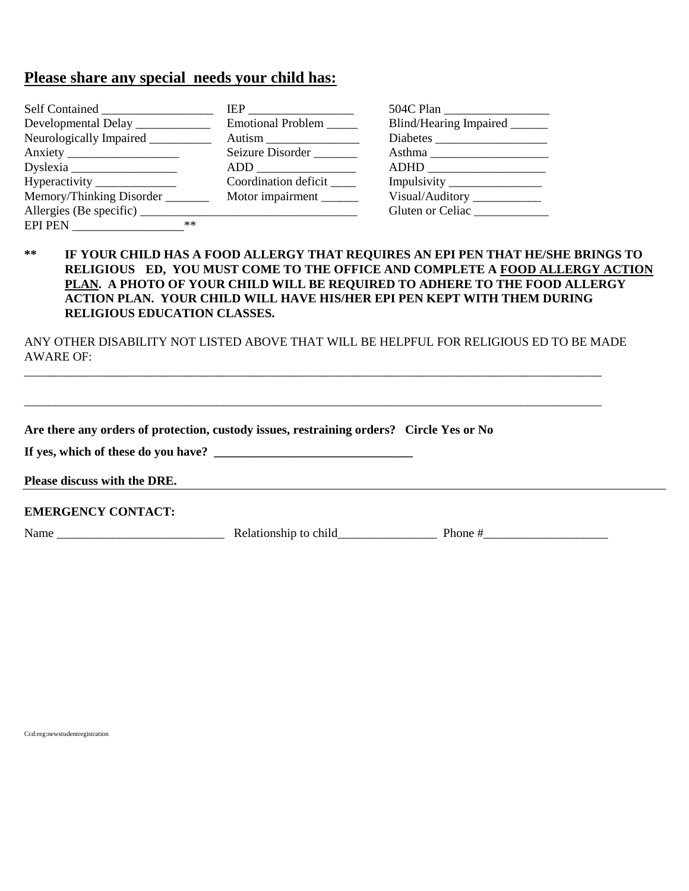## Please share any special needs your child has:

| | | |
|---|---|---|
| Self Contained __________________ | IEP _________________ | 504C Plan _________________ |
| Developmental Delay ____________ | Emotional Problem _____ | Blind/Hearing Impaired ______ |
| Neurologically Impaired __________ | Autism _______________ | Diabetes __________________ |
| Anxiety __________________ | Seizure Disorder _______ | Asthma ___________________ |
| Dyslexia _________________ | ADD ________________ | ADHD ___________________ |
| Hyperactivity _____________ | Coordination deficit ____ | Impulsivity _______________ |
| Memory/Thinking Disorder _______ | Motor impairment ______ | Visual/Auditory ___________ |
| Allergies (Be specific) __________________________________ | | Gluten or Celiac ____________ |
| EPI PEN __________________** | | |

**\*\* IF YOUR CHILD HAS A FOOD ALLERGY THAT REQUIRES AN EPI PEN THAT HE/SHE BRINGS TO RELIGIOUS ED, YOU MUST COME TO THE OFFICE AND COMPLETE A <u>FOOD ALLERGY ACTION PLAN</u>. A PHOTO OF YOUR CHILD WILL BE REQUIRED TO ADHERE TO THE FOOD ALLERGY ACTION PLAN. YOUR CHILD WILL HAVE HIS/HER EPI PEN KEPT WITH THEM DURING RELIGIOUS EDUCATION CLASSES.**

ANY OTHER DISABILITY NOT LISTED ABOVE THAT WILL BE HELPFUL FOR RELIGIOUS ED TO BE MADE AWARE OF:

_____________________________________________________________________________________________

_____________________________________________________________________________________________

**Are there any orders of protection, custody issues, restraining orders? Circle Yes or No**

**If yes, which of these do you have? ________________________________**

**Please discuss with the DRE.**

**EMERGENCY CONTACT:**

Name ___________________________ Relationship to child________________ Phone #____________________

Ccd:reg:newstudentregistration